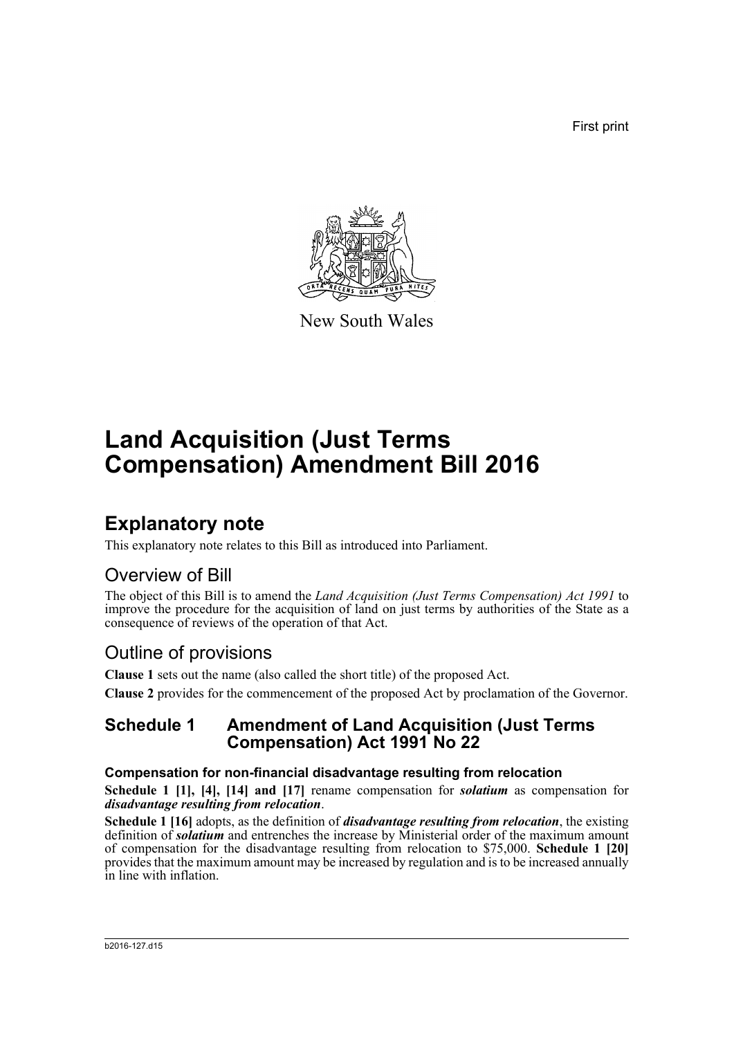First print

New South Wales

# Land Acquisition (Just Terms Compensation) Amendment Bill 2016

## Explanatory note

This explanatory note relates to this Bill as introduced into Parliament.

### Overview of Bill

The object of this Bill is to amend the *Land Acquisition (Just Terms Compensation) Act 1991* to improve the procedure for the acquisition of land on just terms by authorities of the State as a consequence of reviews of the operation of that Act.

### Outline of provisions

**Clause 1** sets out the name (also called the short title) of the proposed Act.

**Clause 2** provides for the commencement of the proposed Act by proclamation of the Governor.

### Schedule 1 Amendment of Land Acquisition (Just Terms Compensation) Act 1991 No 22

#### Compensation for non-financial disadvantage resulting from relocation

**Schedule 1 [1], [4], [14] and [17]** rename compensation for ***solatium*** as compensation for ***disadvantage resulting from relocation***.

**Schedule 1 [16]** adopts, as the definition of ***disadvantage resulting from relocation***, the existing definition of ***solatium*** and entrenches the increase by Ministerial order of the maximum amount of compensation for the disadvantage resulting from relocation to $75,000. **Schedule 1 [20]** provides that the maximum amount may be increased by regulation and is to be increased annually in line with inflation.

b2016-127.d15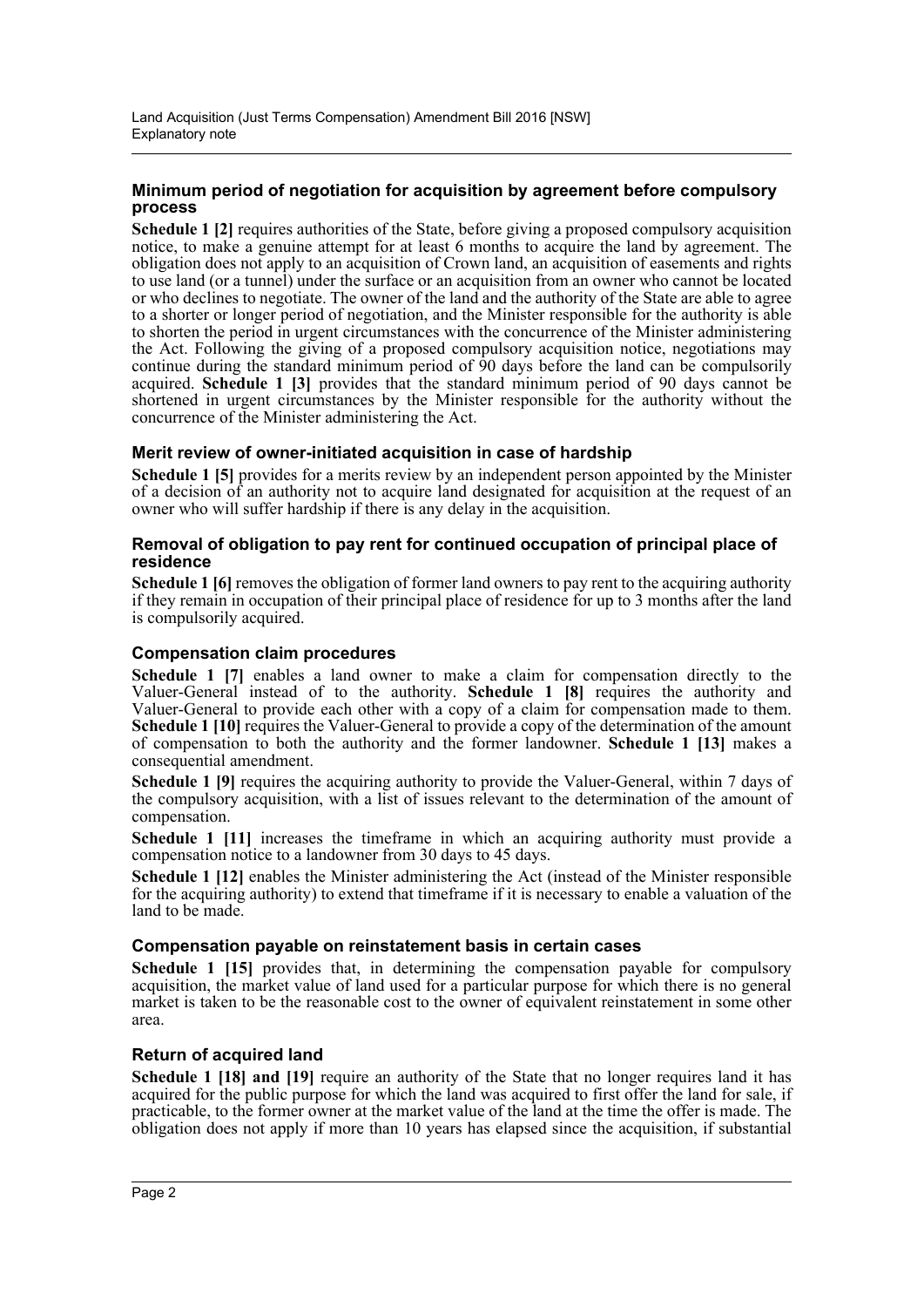### Minimum period of negotiation for acquisition by agreement before compulsory process

**Schedule 1 [2]** requires authorities of the State, before giving a proposed compulsory acquisition notice, to make a genuine attempt for at least 6 months to acquire the land by agreement. The obligation does not apply to an acquisition of Crown land, an acquisition of easements and rights to use land (or a tunnel) under the surface or an acquisition from an owner who cannot be located or who declines to negotiate. The owner of the land and the authority of the State are able to agree to a shorter or longer period of negotiation, and the Minister responsible for the authority is able to shorten the period in urgent circumstances with the concurrence of the Minister administering the Act. Following the giving of a proposed compulsory acquisition notice, negotiations may continue during the standard minimum period of 90 days before the land can be compulsorily acquired. **Schedule 1 [3]** provides that the standard minimum period of 90 days cannot be shortened in urgent circumstances by the Minister responsible for the authority without the concurrence of the Minister administering the Act.

### Merit review of owner-initiated acquisition in case of hardship

**Schedule 1 [5]** provides for a merits review by an independent person appointed by the Minister of a decision of an authority not to acquire land designated for acquisition at the request of an owner who will suffer hardship if there is any delay in the acquisition.

### Removal of obligation to pay rent for continued occupation of principal place of residence

**Schedule 1 [6]** removes the obligation of former land owners to pay rent to the acquiring authority if they remain in occupation of their principal place of residence for up to 3 months after the land is compulsorily acquired.

### Compensation claim procedures

**Schedule 1 [7]** enables a land owner to make a claim for compensation directly to the Valuer-General instead of to the authority. **Schedule 1 [8]** requires the authority and Valuer-General to provide each other with a copy of a claim for compensation made to them. **Schedule 1 [10]** requires the Valuer-General to provide a copy of the determination of the amount of compensation to both the authority and the former landowner. **Schedule 1 [13]** makes a consequential amendment.

**Schedule 1 [9]** requires the acquiring authority to provide the Valuer-General, within 7 days of the compulsory acquisition, with a list of issues relevant to the determination of the amount of compensation.

**Schedule 1 [11]** increases the timeframe in which an acquiring authority must provide a compensation notice to a landowner from 30 days to 45 days.

**Schedule 1 [12]** enables the Minister administering the Act (instead of the Minister responsible for the acquiring authority) to extend that timeframe if it is necessary to enable a valuation of the land to be made.

### Compensation payable on reinstatement basis in certain cases

**Schedule 1 [15]** provides that, in determining the compensation payable for compulsory acquisition, the market value of land used for a particular purpose for which there is no general market is taken to be the reasonable cost to the owner of equivalent reinstatement in some other area.

### Return of acquired land

**Schedule 1 [18] and [19]** require an authority of the State that no longer requires land it has acquired for the public purpose for which the land was acquired to first offer the land for sale, if practicable, to the former owner at the market value of the land at the time the offer is made. The obligation does not apply if more than 10 years has elapsed since the acquisition, if substantial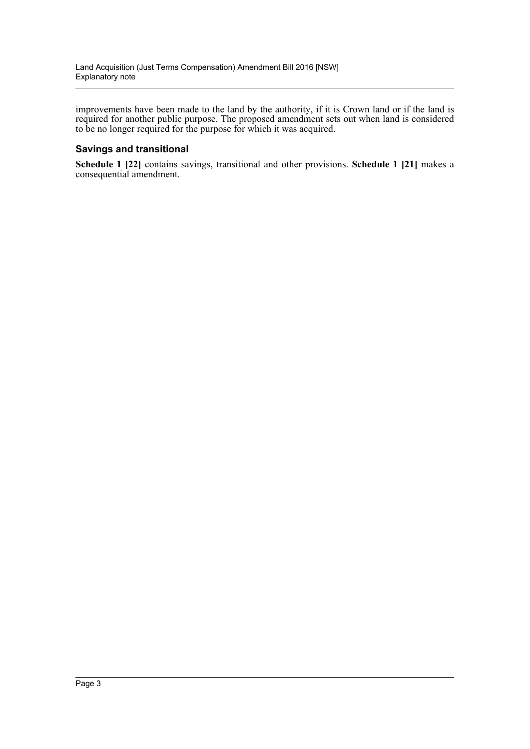improvements have been made to the land by the authority, if it is Crown land or if the land is required for another public purpose. The proposed amendment sets out when land is considered to be no longer required for the purpose for which it was acquired.

### Savings and transitional

**Schedule 1 [22]** contains savings, transitional and other provisions. **Schedule 1 [21]** makes a consequential amendment.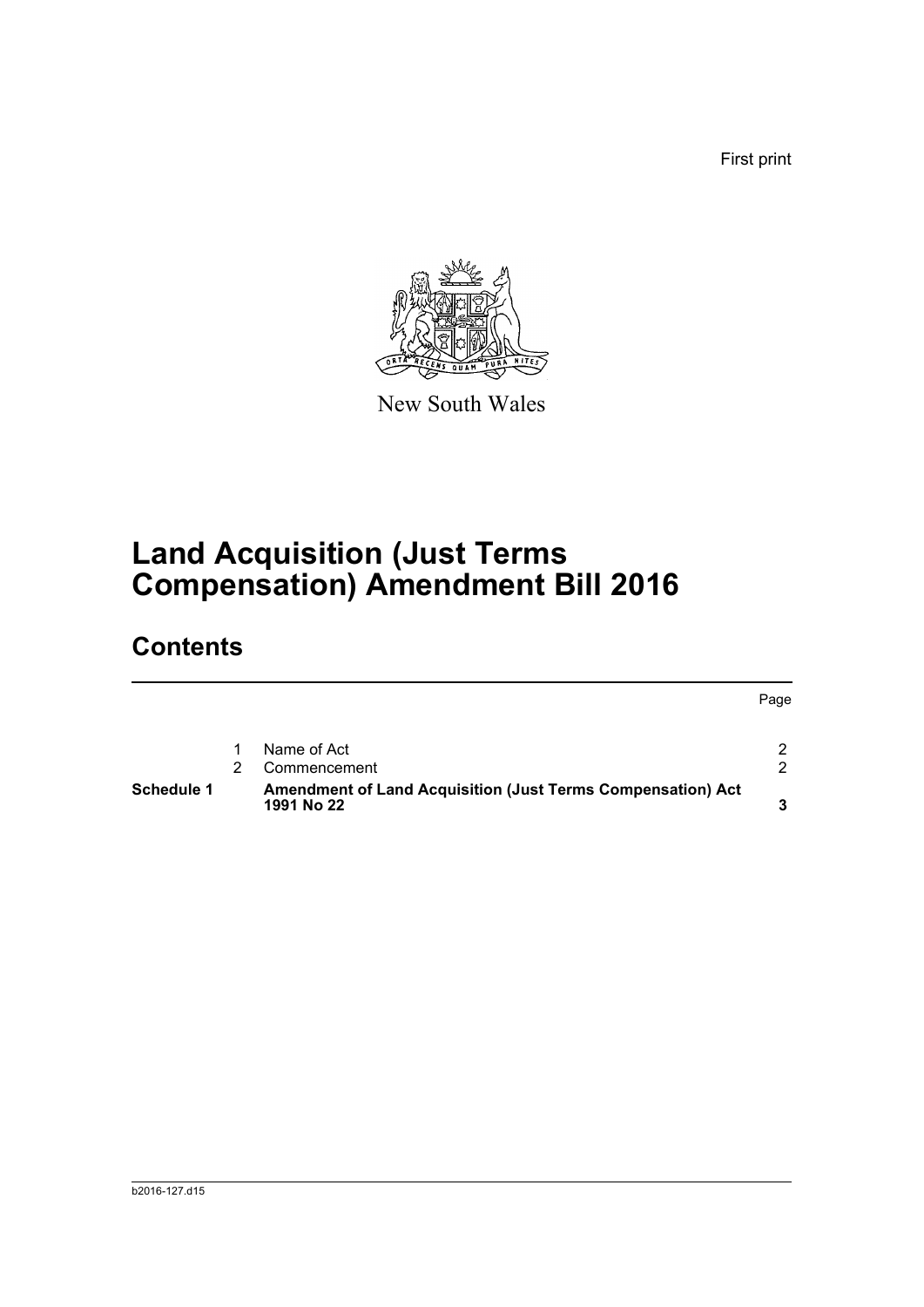First print

New South Wales

# Land Acquisition (Just Terms Compensation) Amendment Bill 2016

## Contents

| | | | Page |
|---|---|---|---|
| | 1 | Name of Act | 2 |
| | 2 | Commencement | 2 |
| **Schedule 1** | | **Amendment of Land Acquisition (Just Terms Compensation) Act 1991 No 22** | **3** |

b2016-127.d15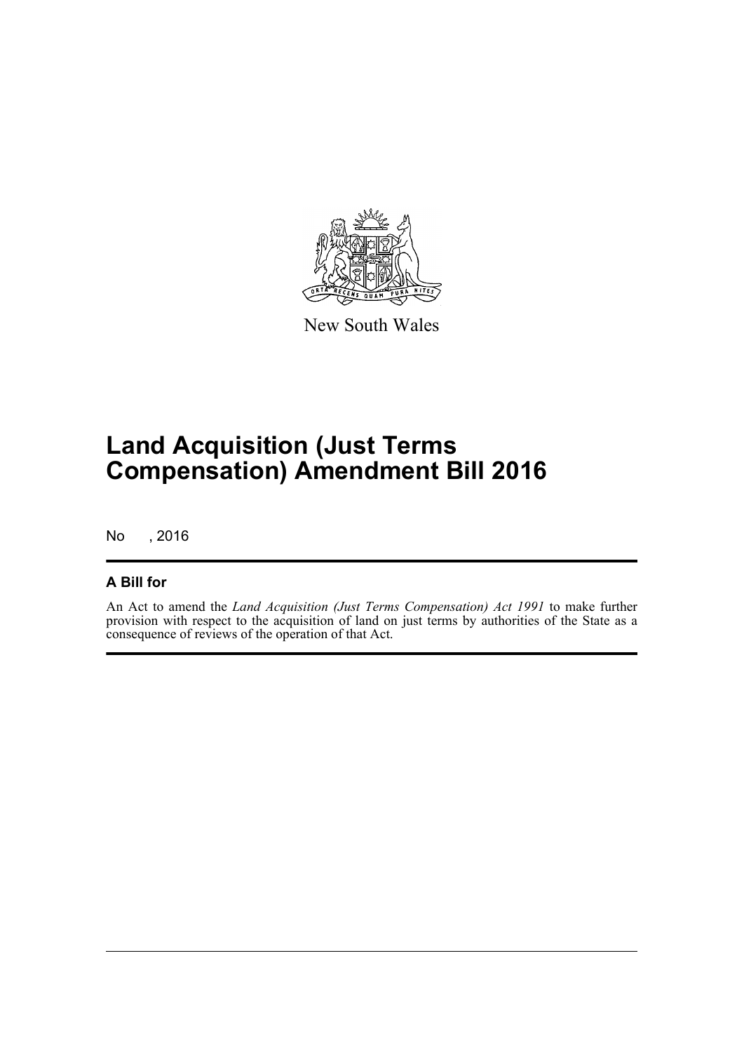New South Wales

# Land Acquisition (Just Terms Compensation) Amendment Bill 2016

No , 2016

## A Bill for

An Act to amend the *Land Acquisition (Just Terms Compensation) Act 1991* to make further provision with respect to the acquisition of land on just terms by authorities of the State as a consequence of reviews of the operation of that Act.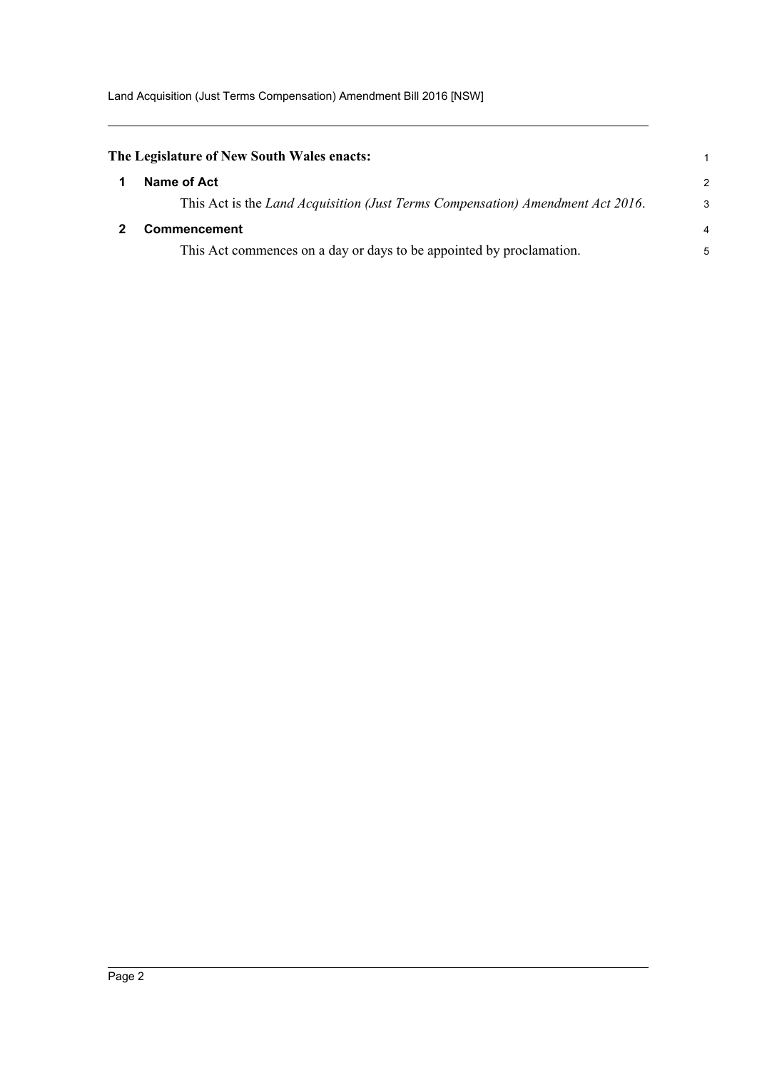**The Legislature of New South Wales enacts:**

## 1 Name of Act

This Act is the *Land Acquisition (Just Terms Compensation) Amendment Act 2016*.

## 2 Commencement

This Act commences on a day or days to be appointed by proclamation.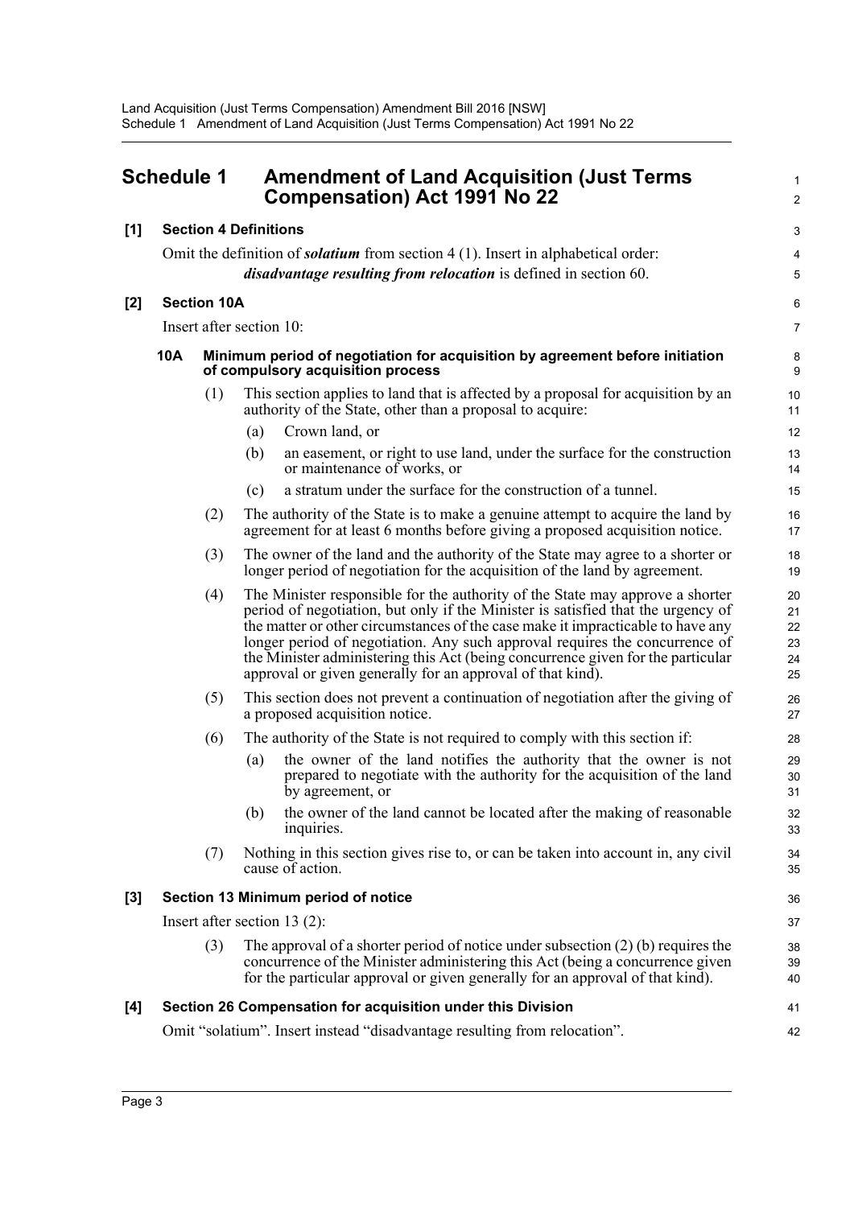# Schedule 1 Amendment of Land Acquisition (Just Terms Compensation) Act 1991 No 22

## [1] Section 4 Definitions

Omit the definition of ***solatium*** from section 4 (1). Insert in alphabetical order:

> ***disadvantage resulting from relocation*** is defined in section 60.

## [2] Section 10A

Insert after section 10:

### 10A Minimum period of negotiation for acquisition by agreement before initiation of compulsory acquisition process

(1) This section applies to land that is affected by a proposal for acquisition by an authority of the State, other than a proposal to acquire:

- (a) Crown land, or
- (b) an easement, or right to use land, under the surface for the construction or maintenance of works, or
- (c) a stratum under the surface for the construction of a tunnel.

(2) The authority of the State is to make a genuine attempt to acquire the land by agreement for at least 6 months before giving a proposed acquisition notice.

(3) The owner of the land and the authority of the State may agree to a shorter or longer period of negotiation for the acquisition of the land by agreement.

(4) The Minister responsible for the authority of the State may approve a shorter period of negotiation, but only if the Minister is satisfied that the urgency of the matter or other circumstances of the case make it impracticable to have any longer period of negotiation. Any such approval requires the concurrence of the Minister administering this Act (being concurrence given for the particular approval or given generally for an approval of that kind).

(5) This section does not prevent a continuation of negotiation after the giving of a proposed acquisition notice.

(6) The authority of the State is not required to comply with this section if:

- (a) the owner of the land notifies the authority that the owner is not prepared to negotiate with the authority for the acquisition of the land by agreement, or
- (b) the owner of the land cannot be located after the making of reasonable inquiries.

(7) Nothing in this section gives rise to, or can be taken into account in, any civil cause of action.

## [3] Section 13 Minimum period of notice

Insert after section 13 (2):

(3) The approval of a shorter period of notice under subsection (2) (b) requires the concurrence of the Minister administering this Act (being a concurrence given for the particular approval or given generally for an approval of that kind).

## [4] Section 26 Compensation for acquisition under this Division

Omit "solatium". Insert instead "disadvantage resulting from relocation".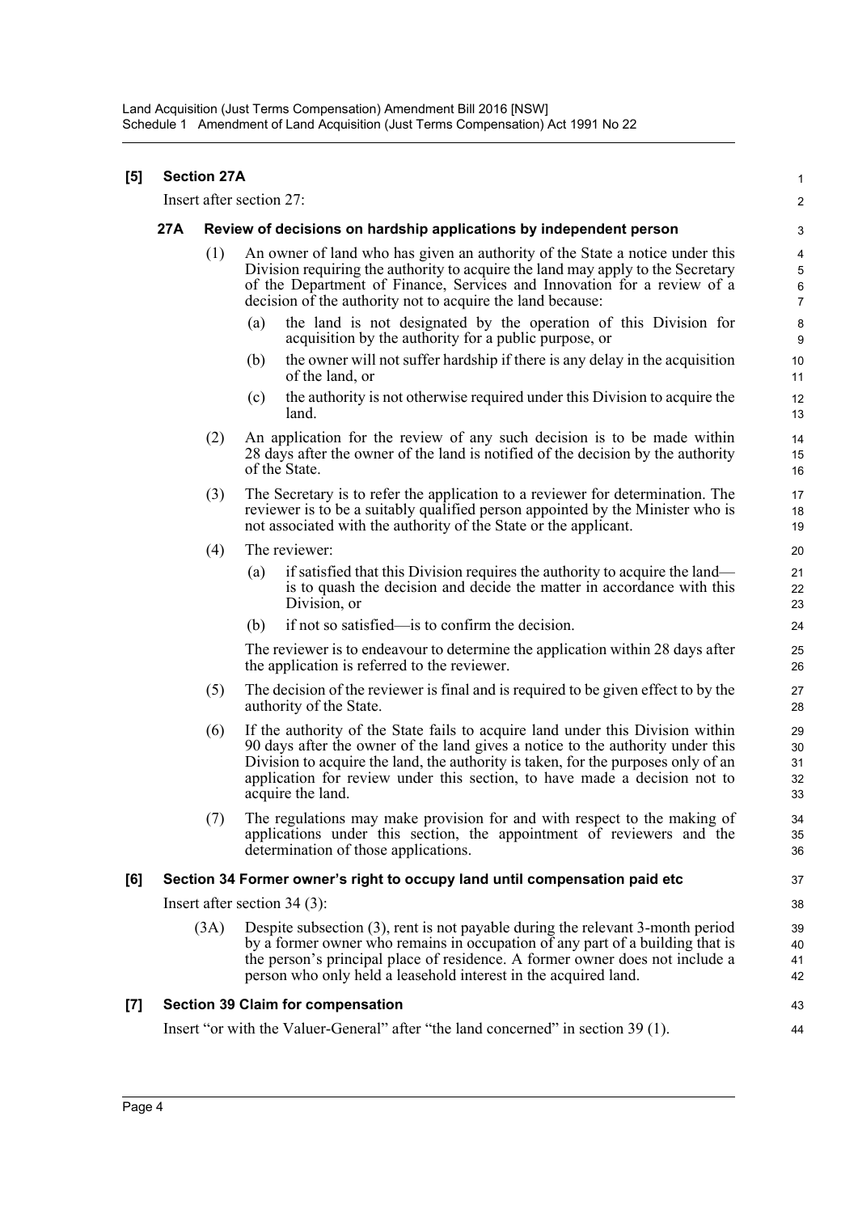**[5] Section 27A**

Insert after section 27:

**27A Review of decisions on hardship applications by independent person**

(1) An owner of land who has given an authority of the State a notice under this Division requiring the authority to acquire the land may apply to the Secretary of the Department of Finance, Services and Innovation for a review of a decision of the authority not to acquire the land because:

(a) the land is not designated by the operation of this Division for acquisition by the authority for a public purpose, or

(b) the owner will not suffer hardship if there is any delay in the acquisition of the land, or

(c) the authority is not otherwise required under this Division to acquire the land.

(2) An application for the review of any such decision is to be made within 28 days after the owner of the land is notified of the decision by the authority of the State.

(3) The Secretary is to refer the application to a reviewer for determination. The reviewer is to be a suitably qualified person appointed by the Minister who is not associated with the authority of the State or the applicant.

(4) The reviewer:

(a) if satisfied that this Division requires the authority to acquire the land—is to quash the decision and decide the matter in accordance with this Division, or

(b) if not so satisfied—is to confirm the decision.

The reviewer is to endeavour to determine the application within 28 days after the application is referred to the reviewer.

(5) The decision of the reviewer is final and is required to be given effect to by the authority of the State.

(6) If the authority of the State fails to acquire land under this Division within 90 days after the owner of the land gives a notice to the authority under this Division to acquire the land, the authority is taken, for the purposes only of an application for review under this section, to have made a decision not to acquire the land.

(7) The regulations may make provision for and with respect to the making of applications under this section, the appointment of reviewers and the determination of those applications.

**[6] Section 34 Former owner's right to occupy land until compensation paid etc**

Insert after section 34 (3):

(3A) Despite subsection (3), rent is not payable during the relevant 3-month period by a former owner who remains in occupation of any part of a building that is the person's principal place of residence. A former owner does not include a person who only held a leasehold interest in the acquired land.

**[7] Section 39 Claim for compensation**

Insert "or with the Valuer-General" after "the land concerned" in section 39 (1).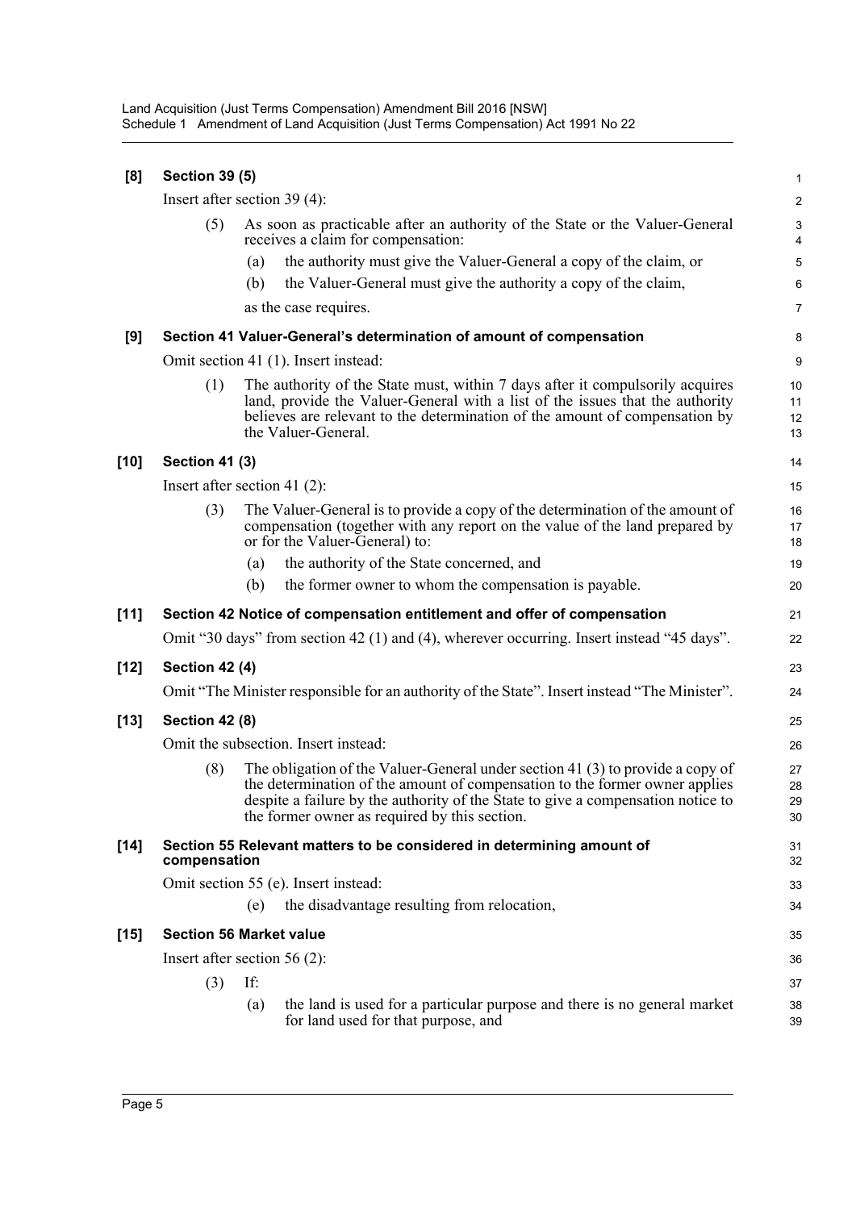**[8] Section 39 (5)**

Insert after section 39 (4):

(5) As soon as practicable after an authority of the State or the Valuer-General receives a claim for compensation:

(a) the authority must give the Valuer-General a copy of the claim, or

(b) the Valuer-General must give the authority a copy of the claim,

as the case requires.

**[9] Section 41 Valuer-General's determination of amount of compensation**

Omit section 41 (1). Insert instead:

(1) The authority of the State must, within 7 days after it compulsorily acquires land, provide the Valuer-General with a list of the issues that the authority believes are relevant to the determination of the amount of compensation by the Valuer-General.

**[10] Section 41 (3)**

Insert after section 41 (2):

(3) The Valuer-General is to provide a copy of the determination of the amount of compensation (together with any report on the value of the land prepared by or for the Valuer-General) to:

(a) the authority of the State concerned, and

(b) the former owner to whom the compensation is payable.

**[11] Section 42 Notice of compensation entitlement and offer of compensation**

Omit "30 days" from section 42 (1) and (4), wherever occurring. Insert instead "45 days".

**[12] Section 42 (4)**

Omit "The Minister responsible for an authority of the State". Insert instead "The Minister".

**[13] Section 42 (8)**

Omit the subsection. Insert instead:

(8) The obligation of the Valuer-General under section 41 (3) to provide a copy of the determination of the amount of compensation to the former owner applies despite a failure by the authority of the State to give a compensation notice to the former owner as required by this section.

**[14] Section 55 Relevant matters to be considered in determining amount of compensation**

Omit section 55 (e). Insert instead:

(e) the disadvantage resulting from relocation,

**[15] Section 56 Market value**

Insert after section 56 (2):

(3) If:

(a) the land is used for a particular purpose and there is no general market for land used for that purpose, and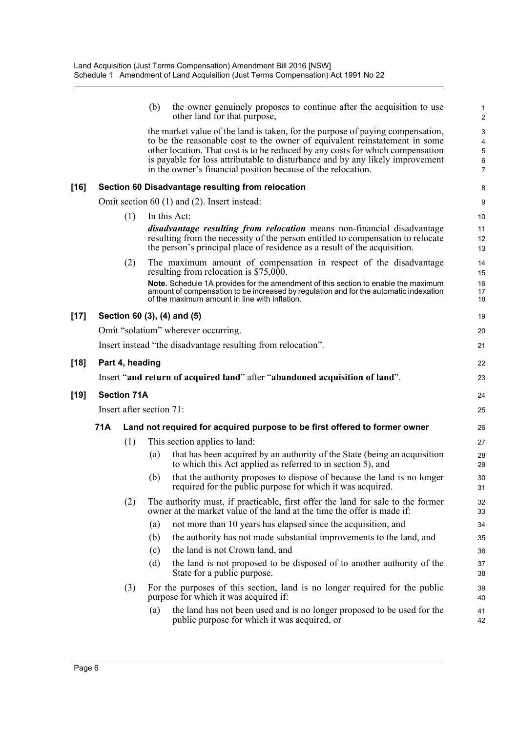(b) the owner genuinely proposes to continue after the acquisition to use other land for that purpose,

the market value of the land is taken, for the purpose of paying compensation, to be the reasonable cost to the owner of equivalent reinstatement in some other location. That cost is to be reduced by any costs for which compensation is payable for loss attributable to disturbance and by any likely improvement in the owner's financial position because of the relocation.

**[16] Section 60 Disadvantage resulting from relocation**

Omit section 60 (1) and (2). Insert instead:

(1) In this Act:

***disadvantage resulting from relocation*** means non-financial disadvantage resulting from the necessity of the person entitled to compensation to relocate the person's principal place of residence as a result of the acquisition.

(2) The maximum amount of compensation in respect of the disadvantage resulting from relocation is $75,000.

**Note.** Schedule 1A provides for the amendment of this section to enable the maximum amount of compensation to be increased by regulation and for the automatic indexation of the maximum amount in line with inflation.

**[17] Section 60 (3), (4) and (5)**

Omit "solatium" wherever occurring.

Insert instead "the disadvantage resulting from relocation".

**[18] Part 4, heading**

Insert "**and return of acquired land**" after "**abandoned acquisition of land**".

**[19] Section 71A**

Insert after section 71:

**71A Land not required for acquired purpose to be first offered to former owner**

(1) This section applies to land:

(a) that has been acquired by an authority of the State (being an acquisition to which this Act applied as referred to in section 5), and

(b) that the authority proposes to dispose of because the land is no longer required for the public purpose for which it was acquired.

(2) The authority must, if practicable, first offer the land for sale to the former owner at the market value of the land at the time the offer is made if:

(a) not more than 10 years has elapsed since the acquisition, and

(b) the authority has not made substantial improvements to the land, and

(c) the land is not Crown land, and

(d) the land is not proposed to be disposed of to another authority of the State for a public purpose.

(3) For the purposes of this section, land is no longer required for the public purpose for which it was acquired if:

(a) the land has not been used and is no longer proposed to be used for the public purpose for which it was acquired, or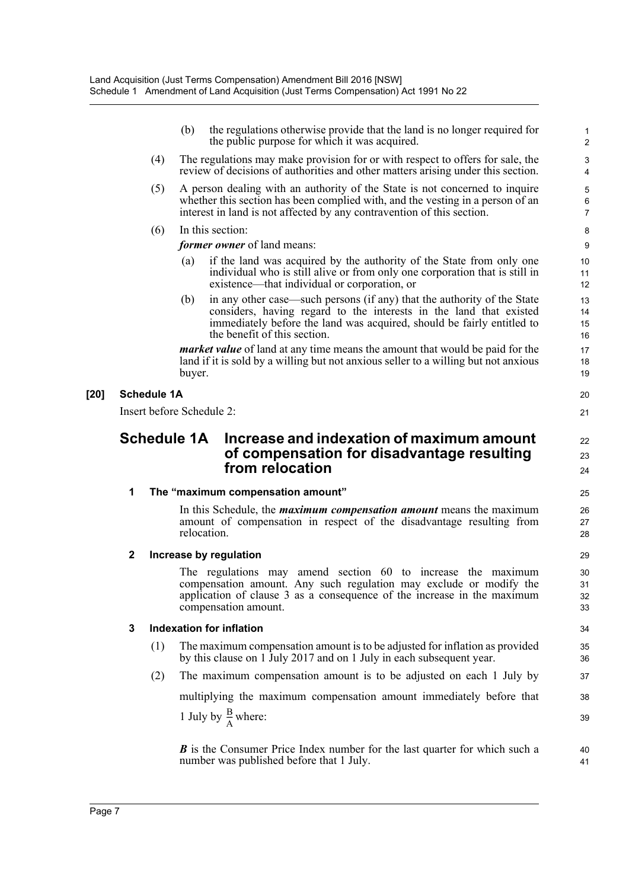(b) the regulations otherwise provide that the land is no longer required for the public purpose for which it was acquired.

(4) The regulations may make provision for or with respect to offers for sale, the review of decisions of authorities and other matters arising under this section.

(5) A person dealing with an authority of the State is not concerned to inquire whether this section has been complied with, and the vesting in a person of an interest in land is not affected by any contravention of this section.

(6) In this section:

***former owner*** of land means:

(a) if the land was acquired by the authority of the State from only one individual who is still alive or from only one corporation that is still in existence—that individual or corporation, or

(b) in any other case—such persons (if any) that the authority of the State considers, having regard to the interests in the land that existed immediately before the land was acquired, should be fairly entitled to the benefit of this section.

***market value*** of land at any time means the amount that would be paid for the land if it is sold by a willing but not anxious seller to a willing but not anxious buyer.

**[20] Schedule 1A**

Insert before Schedule 2:

# Schedule 1A Increase and indexation of maximum amount of compensation for disadvantage resulting from relocation

**1 The "maximum compensation amount"**

In this Schedule, the ***maximum compensation amount*** means the maximum amount of compensation in respect of the disadvantage resulting from relocation.

**2 Increase by regulation**

The regulations may amend section 60 to increase the maximum compensation amount. Any such regulation may exclude or modify the application of clause 3 as a consequence of the increase in the maximum compensation amount.

**3 Indexation for inflation**

(1) The maximum compensation amount is to be adjusted for inflation as provided by this clause on 1 July 2017 and on 1 July in each subsequent year.

(2) The maximum compensation amount is to be adjusted on each 1 July by multiplying the maximum compensation amount immediately before that 1 July by $\frac{B}{A}$ where:

***B*** is the Consumer Price Index number for the last quarter for which such a number was published before that 1 July.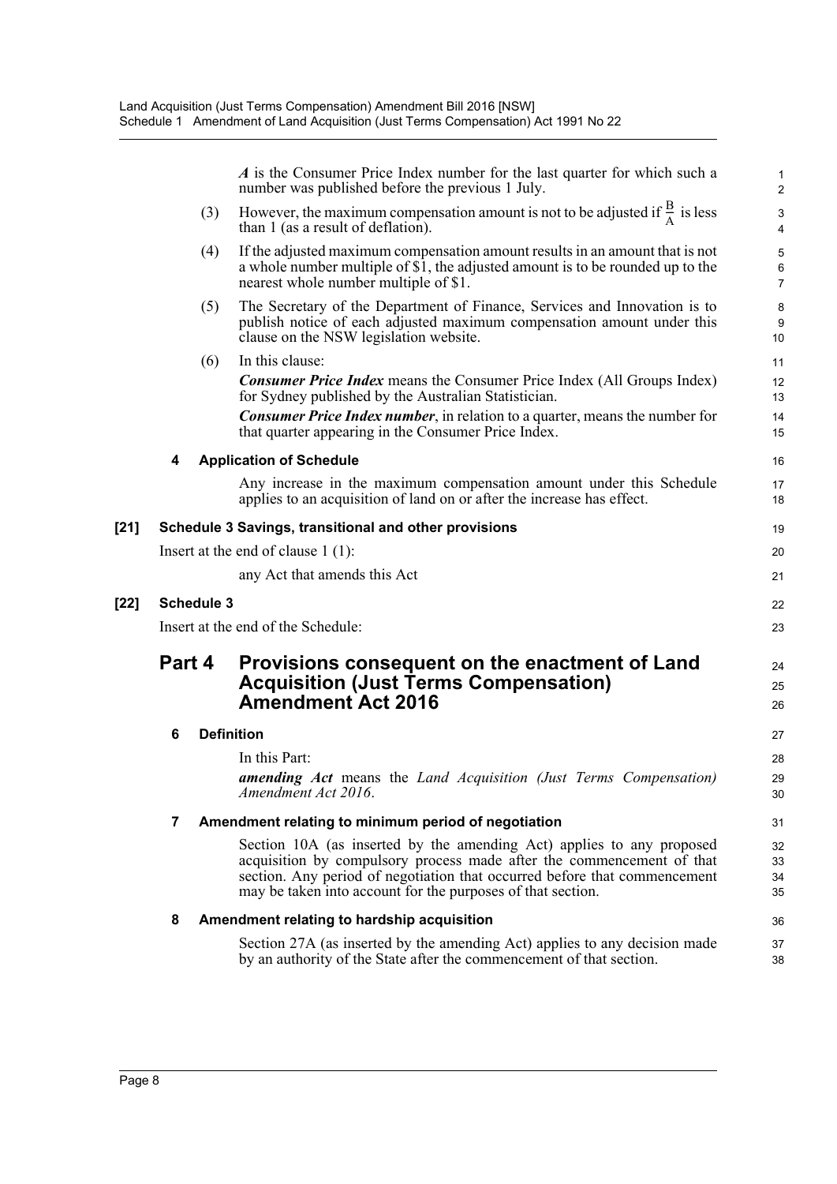*A* is the Consumer Price Index number for the last quarter for which such a number was published before the previous 1 July.

(3) However, the maximum compensation amount is not to be adjusted if $\frac{B}{A}$ is less than 1 (as a result of deflation).

(4) If the adjusted maximum compensation amount results in an amount that is not a whole number multiple of $1, the adjusted amount is to be rounded up to the nearest whole number multiple of $1.

(5) The Secretary of the Department of Finance, Services and Innovation is to publish notice of each adjusted maximum compensation amount under this clause on the NSW legislation website.

(6) In this clause:

***Consumer Price Index*** means the Consumer Price Index (All Groups Index) for Sydney published by the Australian Statistician.

***Consumer Price Index number***, in relation to a quarter, means the number for that quarter appearing in the Consumer Price Index.

**4 Application of Schedule**

Any increase in the maximum compensation amount under this Schedule applies to an acquisition of land on or after the increase has effect.

**[21] Schedule 3 Savings, transitional and other provisions**

Insert at the end of clause 1 (1):

any Act that amends this Act

**[22] Schedule 3**

Insert at the end of the Schedule:

## Part 4 Provisions consequent on the enactment of Land Acquisition (Just Terms Compensation) Amendment Act 2016

**6 Definition**

In this Part:

***amending Act*** means the *Land Acquisition (Just Terms Compensation) Amendment Act 2016*.

**7 Amendment relating to minimum period of negotiation**

Section 10A (as inserted by the amending Act) applies to any proposed acquisition by compulsory process made after the commencement of that section. Any period of negotiation that occurred before that commencement may be taken into account for the purposes of that section.

**8 Amendment relating to hardship acquisition**

Section 27A (as inserted by the amending Act) applies to any decision made by an authority of the State after the commencement of that section.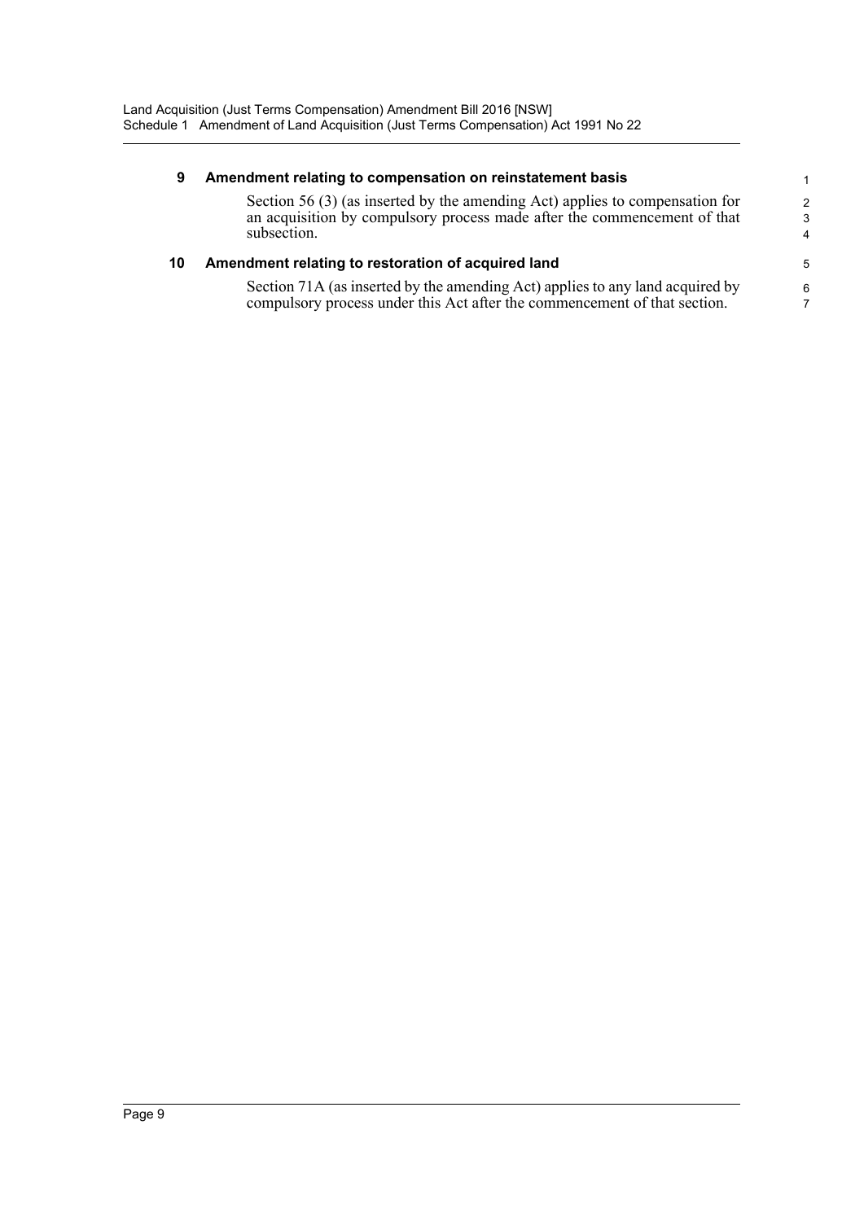### 9 Amendment relating to compensation on reinstatement basis

Section 56 (3) (as inserted by the amending Act) applies to compensation for an acquisition by compulsory process made after the commencement of that subsection.

### 10 Amendment relating to restoration of acquired land

Section 71A (as inserted by the amending Act) applies to any land acquired by compulsory process under this Act after the commencement of that section.